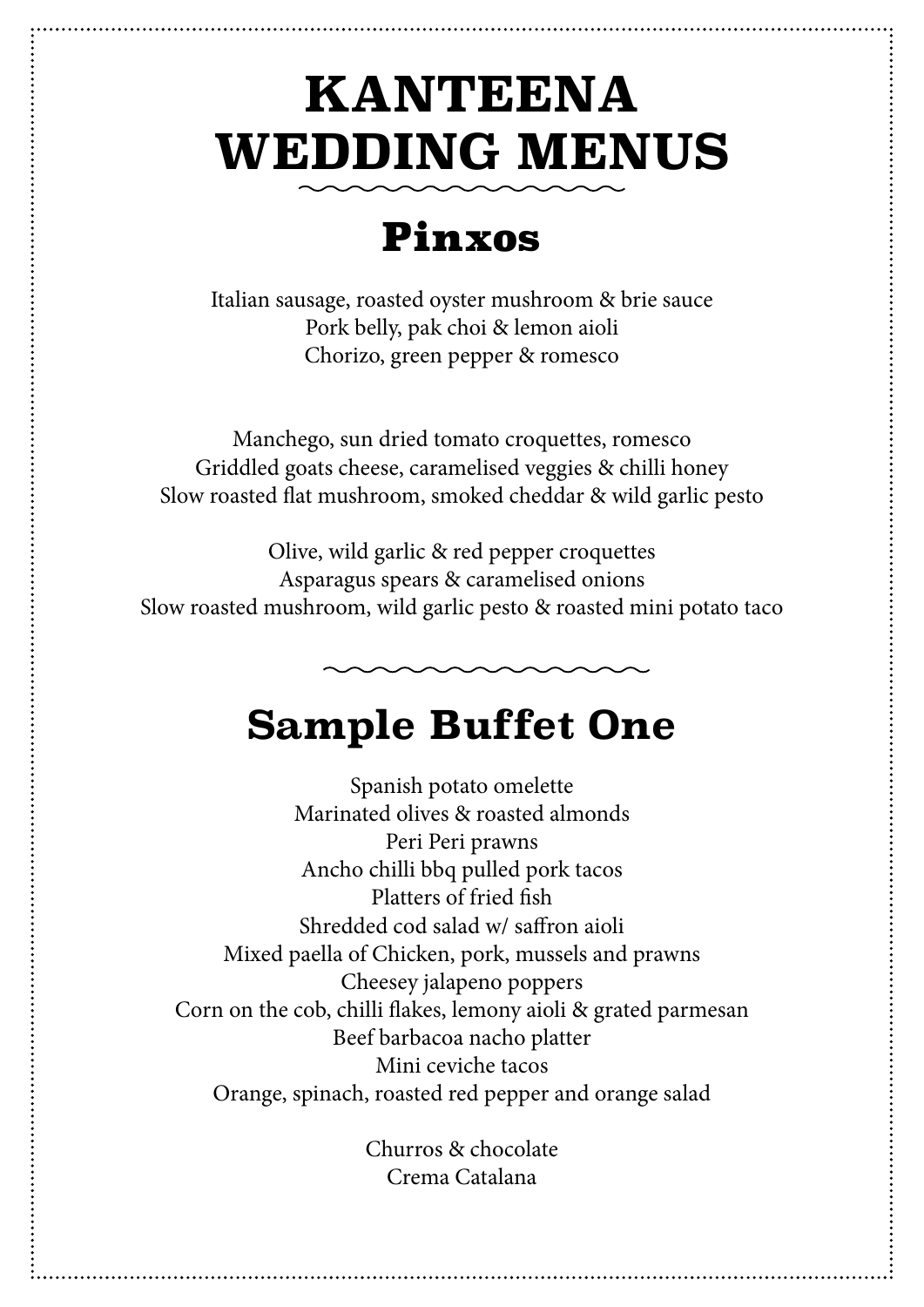# KANTEENA WEDDING MENUS

## Pinxos

Italian sausage, roasted oyster mushroom & brie sauce
Pork belly, pak choi & lemon aioli
Chorizo, green pepper & romesco

Manchego, sun dried tomato croquettes, romesco
Griddled goats cheese, caramelised veggies & chilli honey
Slow roasted flat mushroom, smoked cheddar & wild garlic pesto

Olive, wild garlic & red pepper croquettes
Asparagus spears & caramelised onions
Slow roasted mushroom, wild garlic pesto & roasted mini potato taco

## Sample Buffet One

Spanish potato omelette
Marinated olives & roasted almonds
Peri Peri prawns
Ancho chilli bbq pulled pork tacos
Platters of fried fish
Shredded cod salad w/ saffron aioli
Mixed paella of Chicken, pork, mussels and prawns
Cheesey jalapeno poppers
Corn on the cob, chilli flakes, lemony aioli & grated parmesan
Beef barbacoa nacho platter
Mini ceviche tacos
Orange, spinach, roasted red pepper and orange salad

Churros & chocolate
Crema Catalana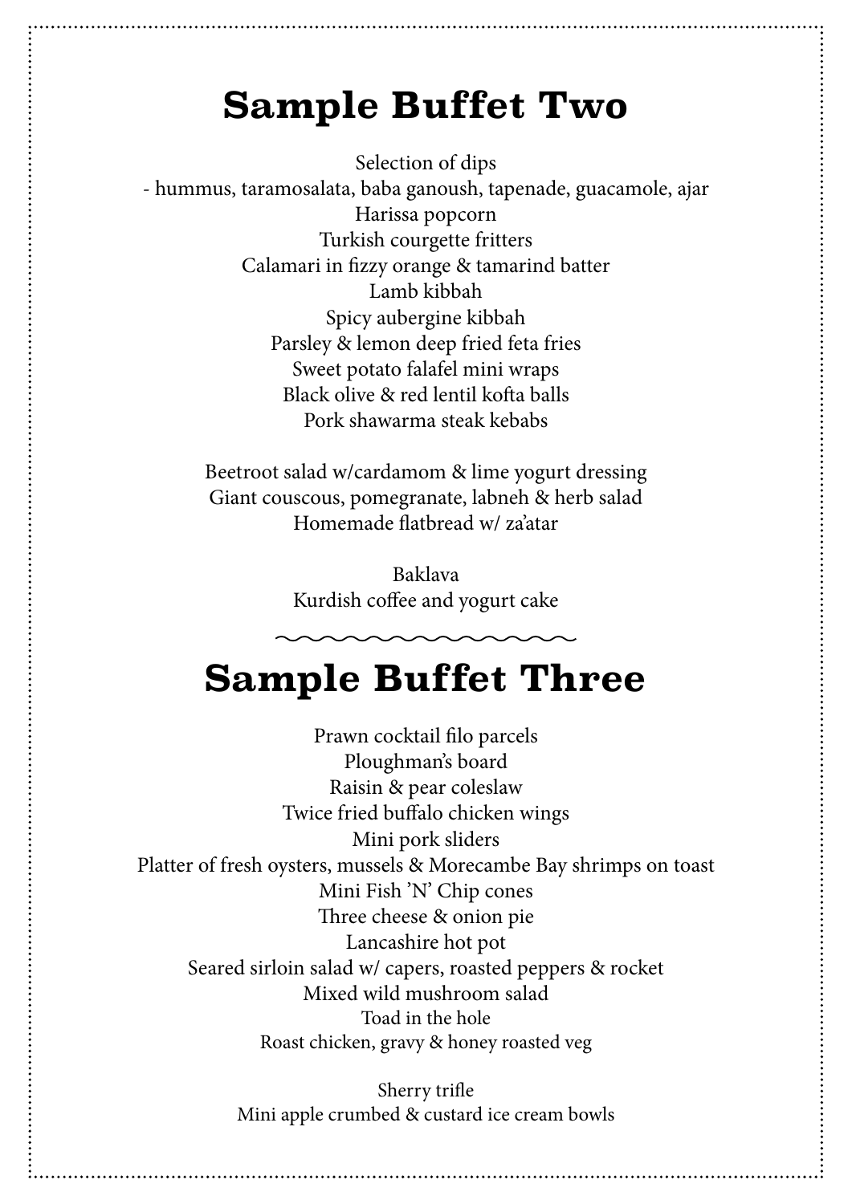# Sample Buffet Two

Selection of dips
- hummus, taramosalata, baba ganoush, tapenade, guacamole, ajar

Harissa popcorn
Turkish courgette fritters
Calamari in fizzy orange & tamarind batter
Lamb kibbah
Spicy aubergine kibbah
Parsley & lemon deep fried feta fries
Sweet potato falafel mini wraps
Black olive & red lentil kofta balls
Pork shawarma steak kebabs

Beetroot salad w/cardamom & lime yogurt dressing
Giant couscous, pomegranate, labneh & herb salad
Homemade flatbread w/ za'atar

Baklava
Kurdish coffee and yogurt cake

# Sample Buffet Three

Prawn cocktail filo parcels
Ploughman's board
Raisin & pear coleslaw
Twice fried buffalo chicken wings
Mini pork sliders
Platter of fresh oysters, mussels & Morecambe Bay shrimps on toast
Mini Fish 'N' Chip cones
Three cheese & onion pie
Lancashire hot pot
Seared sirloin salad w/ capers, roasted peppers & rocket
Mixed wild mushroom salad
Toad in the hole
Roast chicken, gravy & honey roasted veg

Sherry trifle
Mini apple crumbed & custard ice cream bowls